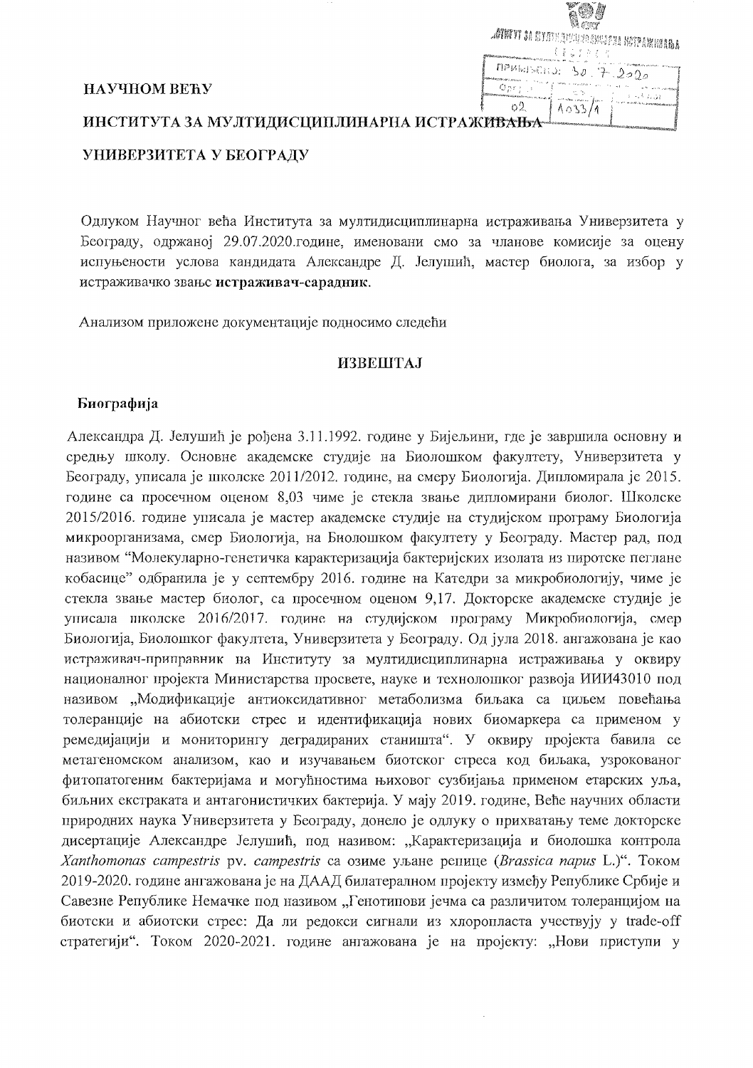**НАУЧНОМ ВЕЋУ**

**ИНСТИТУТА ЗА МУЛТИДИСЦИПЛИНАРНА ИСТРАЖИВАЊА**

**УНИВЕРЗИТЕТА У БЕОГРАДУ**

Одлуком Научног већа Института за мултидисциплинарна истраживања Универзитета у Београду, одржаној 29.07.2020.године, именовани смо за чланове комисије за оцену испуњености услова кандидата Александре Д. Јелушић, мастер биолога, за избор у истраживачко звање **истраживач-сарадник**.

Анализом приложене документације подносимо следећи

**ИЗВЕШТАЈ**

**Биографија**

Александра Д. Јелушић је рођена 3.11.1992. године у Бијељини, где је завршила основну и средњу школу. Основне академске студије на Биолошком факултету, Универзитета у Београду, уписала је школске 2011/2012. године, на смеру Биологија. Дипломирала је 2015. године са просечном оценом 8,03 чиме је стекла звање дипломирани биолог. Школске 2015/2016. године уписала је мастер академске студије на студијском програму Биологија микроорганизама, смер Биологија, на Биолошком факултету у Београду. Мастер рад, под називом "Молекуларно-генетичка карактеризација бактеријских изолата из пиротске пеглане кобасице" одбранила је у септембру 2016. године на Катедри за микробиологију, чиме је стекла звање мастер биолог, са просечном оценом 9,17. Докторске академске студије је уписала школске 2016/2017. године на студијском програму Микробиологија, смер Биологија, Биолошког факултета, Универзитета у Београду. Од јула 2018. ангажована је као истраживач-приправник на Институту за мултидисциплинарна истраживања у оквиру националног пројекта Министарства просвете, науке и технолошког развоја ИИИ43010 под називом „Модификације антиоксидативног метаболизма биљака са циљем повећања толеранције на абиотски стрес и идентификација нових биомаркера са применом у ремедијацији и мониторингу деградираних станишта". У оквиру пројекта бавила се метагеномском анализом, као и изучавањем биотског стреса код биљака, узрокованог фитопатогеним бактеријама и могућностима њиховог сузбијања применом етарских уља, биљних екстраката и антагонистичких бактерија. У мају 2019. године, Веће научних области природних наука Универзитета у Београду, донело је одлуку о прихватању теме докторске дисертације Александре Јелушић, под називом: „Карактеризација и биолошка контрола *Xanthomonas campestris* pv. *campestris* са озиме уљане репице (*Brassica napus* L.)". Током 2019-2020. године ангажована је на ДААД билатералном пројекту између Републике Србије и Савезне Републике Немачке под називом „Генотипови јечма са различитом толеранцијом на биотски и абиотски стрес: Да ли редокси сигнали из хлоропласта учествују у trade-off стратегији". Током 2020-2021. године ангажована је на пројекту: „Нови приступи у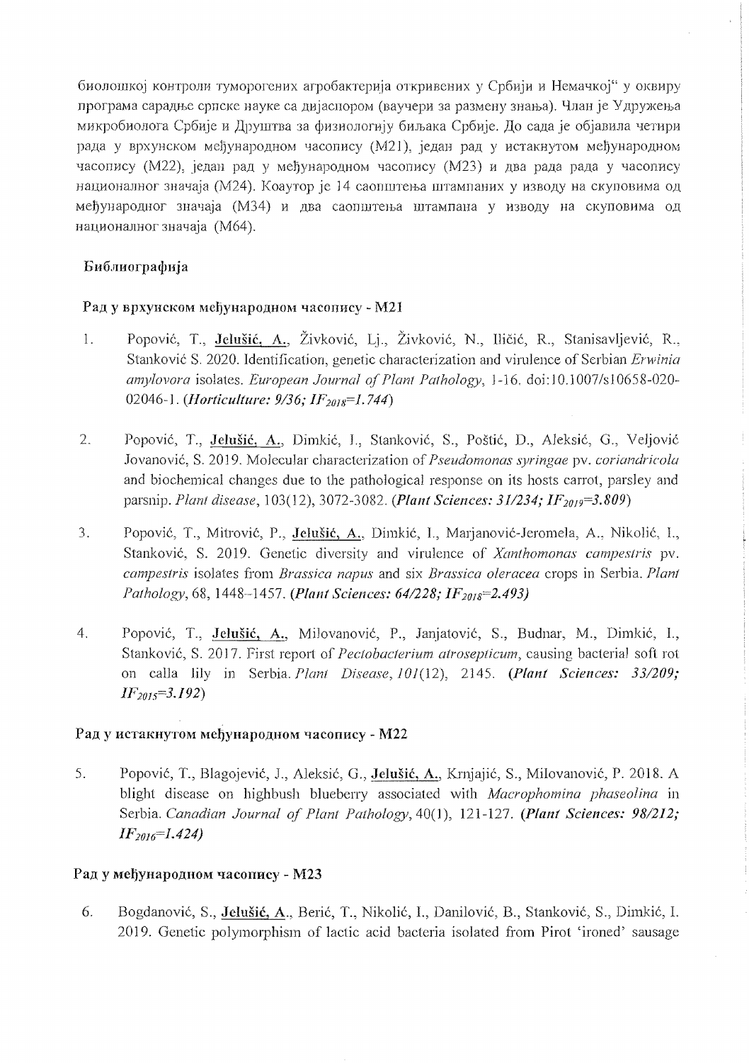биолошкој контроли туморогених агробактерија откривених у Србији и Немачкој" у оквиру програма сарадње српске науке са дијаспором (ваучери за размену знања). Члан је Удружења микробиолога Србије и Друштва за физиологију биљака Србије. До сада је објавила четири рада у врхунском међународном часопису (М21), један рад у истакнутом међународном часопису (М22), један рад у међународном часопису (М23) и два рада рада у часопису националног значаја (М24). Коаутор је 14 саопштења штампаних у изводу на скуповима од међународног значаја (М34) и два саопштења штампана у изводу на скуповима од националног значаја (М64).

## Библиографија

### Рад у врхунском међународном часопису - М21

1. Popović, T., **Jelušić, A.**, Živković, Lj., Živković, N., Iličić, R., Stanisavljević, R., Stanković S. 2020. Identification, genetic characterization and virulence of Serbian *Erwinia amylovora* isolates. *European Journal of Plant Pathology*, 1-16. doi:10.1007/s10658-020-02046-1. (***Horticulture: 9/36; $IF_{2018}$=1.744***)

2. Popović, T., **Jelušić, A.**, Dimkić, I., Stanković, S., Poštić, D., Aleksić, G., Veljović Jovanović, S. 2019. Molecular characterization of *Pseudomonas syringae* pv. *coriandricola* and biochemical changes due to the pathological response on its hosts carrot, parsley and parsnip. *Plant disease*, 103(12), 3072-3082. (***Plant Sciences: 31/234; $IF_{2019}$=3.809***)

3. Popović, T., Mitrović, P., **Jelušić, A.**, Dimkić, I., Marjanović-Jeromela, A., Nikolić, I., Stanković, S. 2019. Genetic diversity and virulence of *Xanthomonas campestris* pv. *campestris* isolates from *Brassica napus* and six *Brassica oleracea* crops in Serbia. *Plant Pathology*, 68, 1448–1457. (***Plant Sciences: 64/228; $IF_{2018}$=2.493***)

4. Popović, T., **Jelušić, A.**, Milovanović, P., Janjatović, S., Budnar, M., Dimkić, I., Stanković, S. 2017. First report of *Pectobacterium atrosepticum*, causing bacterial soft rot on calla lily in Serbia. *Plant Disease*, *101*(12), 2145. (***Plant Sciences: 33/209; $IF_{2015}$=3.192***)

### Рад у истакнутом међународном часопису - М22

5. Popović, T., Blagojević, J., Aleksić, G., **Jelušić, A.**, Krnjajić, S., Milovanović, P. 2018. A blight disease on highbush blueberry associated with *Macrophomina phaseolina* in Serbia. *Canadian Journal of Plant Pathology*, 40(1), 121-127. (***Plant Sciences: 98/212; $IF_{2016}$=1.424***)

### Рад у међународном часопису - М23

6. Bogdanović, S., **Jelušić, A.**, Berić, T., Nikolić, I., Danilović, B., Stanković, S., Dimkić, I. 2019. Genetic polymorphism of lactic acid bacteria isolated from Pirot 'ironed' sausage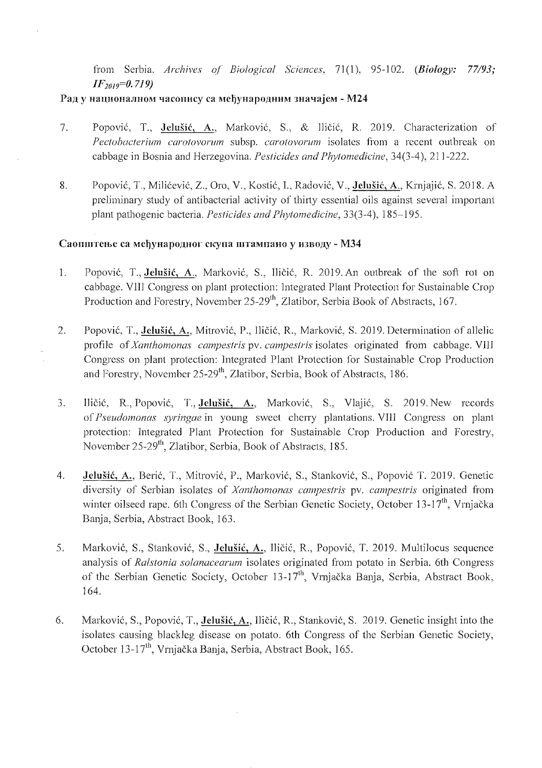from Serbia. *Archives of Biological Sciences*, 71(1), 95-102. ***(Biology: 77/93; $IF_{2019}$=0.719)***

**Рад у националном часопису са међународним значајем - M24**

7. Popović, T., **Jelušić, A.**, Marković, S., & Iličić, R. 2019. Characterization of *Pectobacterium carotovorum* subsp. *carotovorum* isolates from a recent outbreak on cabbage in Bosnia and Herzegovina. *Pesticides and Phytomedicine*, 34(3-4), 211-222.

8. Popović, T., Milićević, Z., Oro, V., Kostić, I., Radović, V., **Jelušić, A.**, Krnjajić, S. 2018. A preliminary study of antibacterial activity of thirty essential oils against several important plant pathogenic bacteria. *Pesticides and Phytomedicine*, 33(3-4), 185–195.

**Саопштење са међународног скупа штампано у изводу - M34**

1. Popović, T., **Jelušić, A.**, Marković, S., Iličić, R. 2019. An outbreak of the soft rot on cabbage. VIII Congress on plant protection: Integrated Plant Protection for Sustainable Crop Production and Forestry, November 25-29[th], Zlatibor, Serbia Book of Abstracts, 167.

2. Popović, T., **Jelušić, A.**, Mitrović, P., Iličić, R., Marković, S. 2019. Determination of allelic profile of *Xanthomonas campestris* pv. *campestris* isolates originated from cabbage. VIII Congress on plant protection: Integrated Plant Protection for Sustainable Crop Production and Forestry, November 25-29[th], Zlatibor, Serbia, Book of Abstracts, 186.

3. Iličić, R., Popović, T., **Jelušić, A.**, Marković, S., Vlajić, S. 2019. New records of *Pseudomonas syringae* in young sweet cherry plantations. VIII Congress on plant protection: Integrated Plant Protection for Sustainable Crop Production and Forestry, November 25-29[th], Zlatibor, Serbia, Book of Abstracts, 185.

4. **Jelušić, A.**, Berić, T., Mitrović, P., Marković, S., Stanković, S., Popović T. 2019. Genetic diversity of Serbian isolates of *Xanthomonas campestris* pv. *campestris* originated from winter oilseed rape. 6th Congress of the Serbian Genetic Society, October 13-17[th], Vrnjačka Banja, Serbia, Abstract Book, 163.

5. Marković, S., Stanković, S., **Jelušić, A.**, Iličić, R., Popović, T. 2019. Multilocus sequence analysis of *Ralstonia solanacearum* isolates originated from potato in Serbia. 6th Congress of the Serbian Genetic Society, October 13-17[th], Vrnjačka Banja, Serbia, Abstract Book, 164.

6. Marković, S., Popović, T., **Jelušić, A.**, Iličić, R., Stanković, S. 2019. Genetic insight into the isolates causing blackleg disease on potato. 6th Congress of the Serbian Genetic Society, October 13-17[th], Vrnjačka Banja, Serbia, Abstract Book, 165.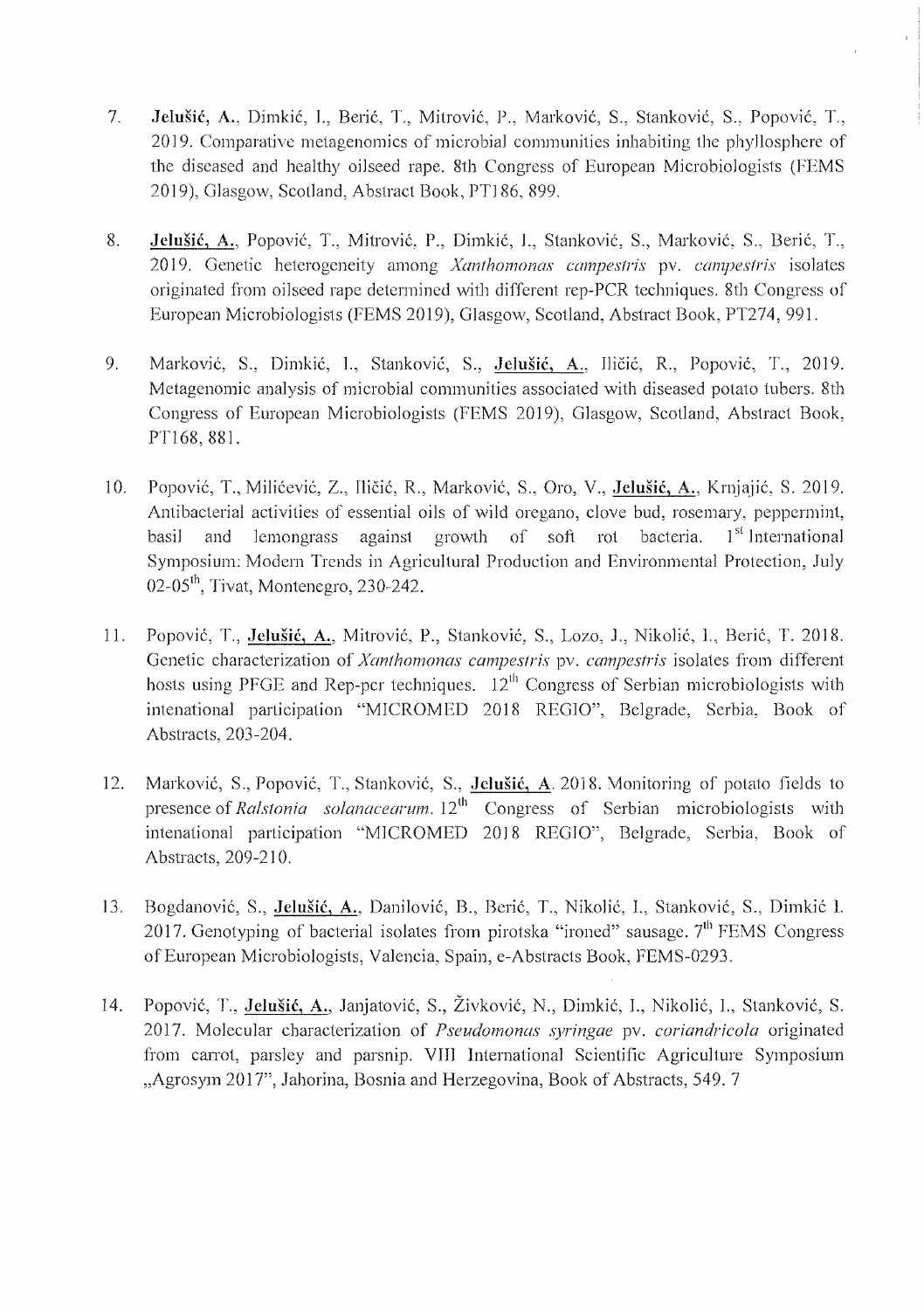7. **Jelušić, A.**, Dimkić, I., Berić, T., Mitrović, P., Marković, S., Stanković, S., Popović, T., 2019. Comparative metagenomics of microbial communities inhabiting the phyllosphere of the diseased and healthy oilseed rape. 8th Congress of European Microbiologists (FEMS 2019), Glasgow, Scotland, Abstract Book, PT186, 899.

8. **Jelušić, A.**, Popović, T., Mitrović, P., Dimkić, I., Stanković, S., Marković, S., Berić, T., 2019. Genetic heterogeneity among *Xanthomonas campestris* pv. *campestris* isolates originated from oilseed rape determined with different rep-PCR techniques. 8th Congress of European Microbiologists (FEMS 2019), Glasgow, Scotland, Abstract Book, PT274, 991.

9. Marković, S., Dimkić, I., Stanković, S., **Jelušić, A.**, Iličić, R., Popović, T., 2019. Metagenomic analysis of microbial communities associated with diseased potato tubers. 8th Congress of European Microbiologists (FEMS 2019), Glasgow, Scotland, Abstract Book, PT168, 881.

10. Popović, T., Milićević, Z., Iličić, R., Marković, S., Oro, V., **Jelušić, A.**, Krnjajić, S. 2019. Antibacterial activities of essential oils of wild oregano, clove bud, rosemary, peppermint, basil and lemongrass against growth of soft rot bacteria. 1st International Symposium: Modern Trends in Agricultural Production and Environmental Protection, July 02-05th, Tivat, Montenegro, 230-242.

11. Popović, T., **Jelušić, A.**, Mitrović, P., Stanković, S., Lozo, J., Nikolić, I., Berić, T. 2018. Genetic characterization of *Xanthomonas campestris* pv. *campestris* isolates from different hosts using PFGE and Rep-pcr techniques. 12th Congress of Serbian microbiologists with intenational participation "MICROMED 2018 REGIO", Belgrade, Serbia, Book of Abstracts, 203-204.

12. Marković, S., Popović, T., Stanković, S., **Jelušić, A**. 2018. Monitoring of potato fields to presence of *Ralstonia solanacearum*. 12th Congress of Serbian microbiologists with intenational participation "MICROMED 2018 REGIO", Belgrade, Serbia, Book of Abstracts, 209-210.

13. Bogdanović, S., **Jelušić, A.**, Danilović, B., Berić, T., Nikolić, I., Stanković, S., Dimkić I. 2017. Genotyping of bacterial isolates from pirotska "ironed" sausage. 7th FEMS Congress of European Microbiologists, Valencia, Spain, e-Abstracts Book, FEMS-0293.

14. Popović, T., **Jelušić, A.**, Janjatović, S., Živković, N., Dimkić, I., Nikolić, I., Stanković, S. 2017. Molecular characterization of *Pseudomonas syringae* pv. *coriandricola* originated from carrot, parsley and parsnip. VIII International Scientific Agriculture Symposium „Agrosym 2017", Jahorina, Bosnia and Herzegovina, Book of Abstracts, 549. 7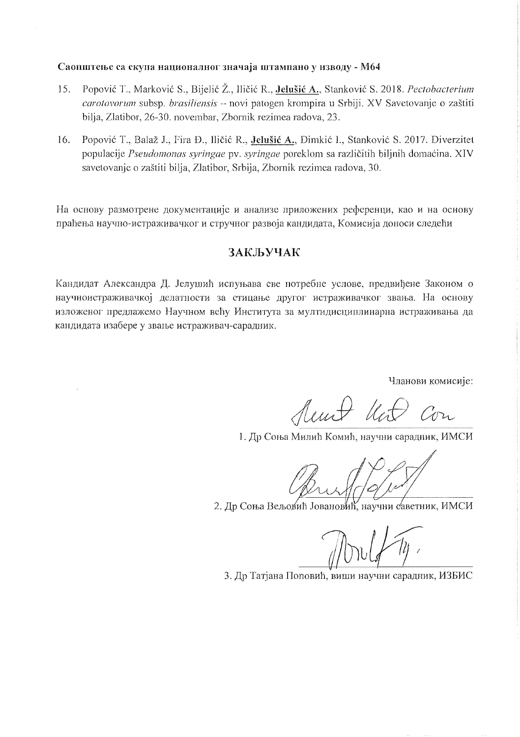**Саопштење са скупа националног значаја штампано у изводу - М64**

15. Popović T., Marković S., Bijelić Ž., Iličić R., **Jelušić A.**, Stanković S. 2018. *Pectobacterium carotovorum* subsp. *brasiliensis* – novi patogen krompira u Srbiji. XV Savetovanje o zaštiti bilja, Zlatibor, 26-30. novembar, Zbornik rezimea radova, 23.

16. Popović T., Balaž J., Fira Đ., Iličić R., **Jelušić A.**, Dimkić I., Stanković S. 2017. Diverzitet populacije *Pseudomonas syringae* pv. *syringae* poreklom sa različitih biljnih domaćina. XIV savetovanje o zaštiti bilja, Zlatibor, Srbija, Zbornik rezimea radova, 30.

На основу размотрене документације и анализе приложених референци, као и на основу праћења научно-истраживачког и стручног развоја кандидата, Комисија доноси следећи

## ЗАКЉУЧАК

Кандидат Александра Д. Јелушић испуњава све потребне услове, предвиђене Законом о научноистраживачкој делатности за стицање другог истраживачког звања. На основу изложеног предлажемо Научном већу Института за мултидисциплинарна истраживања да кандидата изабере у звање истраживач-сарадник.

Чланови комисије:

1. Др Соња Милић Комић, научни сарадник, ИМСИ

2. Др Соња Вељовић Јовановић, научни саветник, ИМСИ

3. Др Татјана Поповић, виши научни сарадник, ИЗБИС